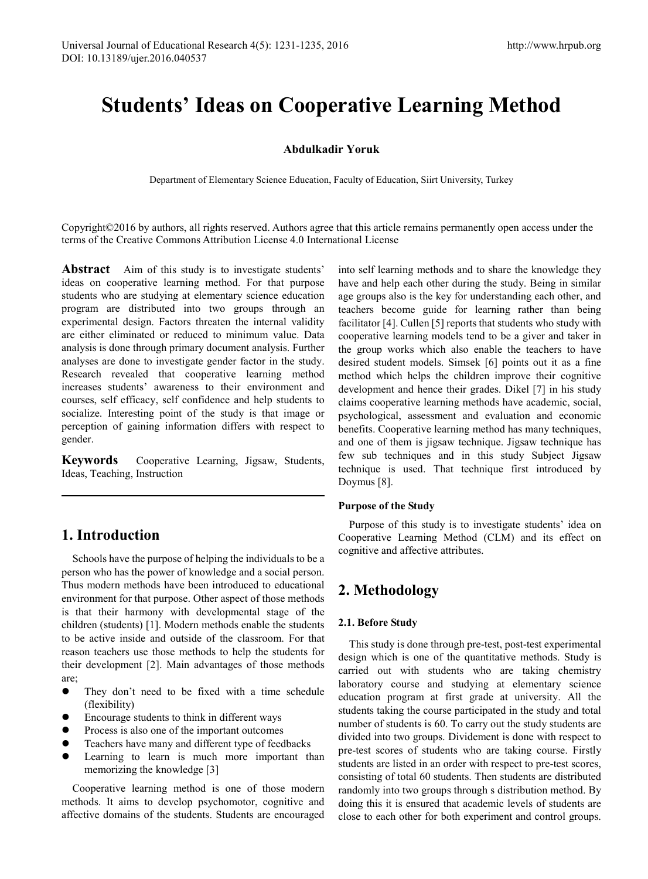# Students' Ideas on Cooperative Learning Method

**Abdulkadir Yoruk**

Department of Elementary Science Education, Faculty of Education, Siirt University, Turkey

Copyright©2016 by authors, all rights reserved. Authors agree that this article remains permanently open access under the terms of the Creative Commons Attribution License 4.0 International License

**Abstract** Aim of this study is to investigate students' ideas on cooperative learning method. For that purpose students who are studying at elementary science education program are distributed into two groups through an experimental design. Factors threaten the internal validity are either eliminated or reduced to minimum value. Data analysis is done through primary document analysis. Further analyses are done to investigate gender factor in the study. Research revealed that cooperative learning method increases students' awareness to their environment and courses, self efficacy, self confidence and help students to socialize. Interesting point of the study is that image or perception of gaining information differs with respect to gender.

**Keywords** Cooperative Learning, Jigsaw, Students, Ideas, Teaching, Instruction

## 1. Introduction

Schools have the purpose of helping the individuals to be a person who has the power of knowledge and a social person. Thus modern methods have been introduced to educational environment for that purpose. Other aspect of those methods is that their harmony with developmental stage of the children (students) [1]. Modern methods enable the students to be active inside and outside of the classroom. For that reason teachers use those methods to help the students for their development [2]. Main advantages of those methods are;

- They don't need to be fixed with a time schedule (flexibility)
- Encourage students to think in different ways
- Process is also one of the important outcomes
- Teachers have many and different type of feedbacks
- Learning to learn is much more important than memorizing the knowledge [3]

Cooperative learning method is one of those modern methods. It aims to develop psychomotor, cognitive and affective domains of the students. Students are encouraged into self learning methods and to share the knowledge they have and help each other during the study. Being in similar age groups also is the key for understanding each other, and teachers become guide for learning rather than being facilitator [4]. Cullen [5] reports that students who study with cooperative learning models tend to be a giver and taker in the group works which also enable the teachers to have desired student models. Simsek [6] points out it as a fine method which helps the children improve their cognitive development and hence their grades. Dikel [7] in his study claims cooperative learning methods have academic, social, psychological, assessment and evaluation and economic benefits. Cooperative learning method has many techniques, and one of them is jigsaw technique. Jigsaw technique has few sub techniques and in this study Subject Jigsaw technique is used. That technique first introduced by Doymus [8].

**Purpose of the Study**

Purpose of this study is to investigate students' idea on Cooperative Learning Method (CLM) and its effect on cognitive and affective attributes.

## 2. Methodology

### 2.1. Before Study

This study is done through pre-test, post-test experimental design which is one of the quantitative methods. Study is carried out with students who are taking chemistry laboratory course and studying at elementary science education program at first grade at university. All the students taking the course participated in the study and total number of students is 60. To carry out the study students are divided into two groups. Dividement is done with respect to pre-test scores of students who are taking course. Firstly students are listed in an order with respect to pre-test scores, consisting of total 60 students. Then students are distributed randomly into two groups through s distribution method. By doing this it is ensured that academic levels of students are close to each other for both experiment and control groups.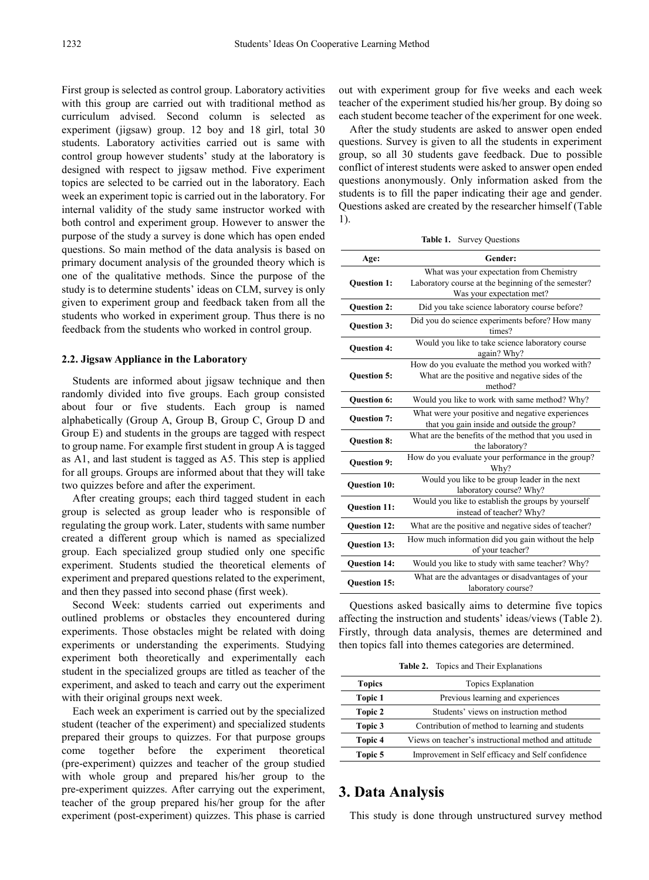First group is selected as control group. Laboratory activities with this group are carried out with traditional method as curriculum advised. Second column is selected as experiment (jigsaw) group. 12 boy and 18 girl, total 30 students. Laboratory activities carried out is same with control group however students' study at the laboratory is designed with respect to jigsaw method. Five experiment topics are selected to be carried out in the laboratory. Each week an experiment topic is carried out in the laboratory. For internal validity of the study same instructor worked with both control and experiment group. However to answer the purpose of the study a survey is done which has open ended questions. So main method of the data analysis is based on primary document analysis of the grounded theory which is one of the qualitative methods. Since the purpose of the study is to determine students' ideas on CLM, survey is only given to experiment group and feedback taken from all the students who worked in experiment group. Thus there is no feedback from the students who worked in control group.

### 2.2. Jigsaw Appliance in the Laboratory

Students are informed about jigsaw technique and then randomly divided into five groups. Each group consisted about four or five students. Each group is named alphabetically (Group A, Group B, Group C, Group D and Group E) and students in the groups are tagged with respect to group name. For example first student in group A is tagged as A1, and last student is tagged as A5. This step is applied for all groups. Groups are informed about that they will take two quizzes before and after the experiment.

After creating groups; each third tagged student in each group is selected as group leader who is responsible of regulating the group work. Later, students with same number created a different group which is named as specialized group. Each specialized group studied only one specific experiment. Students studied the theoretical elements of experiment and prepared questions related to the experiment, and then they passed into second phase (first week).

Second Week: students carried out experiments and outlined problems or obstacles they encountered during experiments. Those obstacles might be related with doing experiments or understanding the experiments. Studying experiment both theoretically and experimentally each student in the specialized groups are titled as teacher of the experiment, and asked to teach and carry out the experiment with their original groups next week.

Each week an experiment is carried out by the specialized student (teacher of the experiment) and specialized students prepared their groups to quizzes. For that purpose groups come together before the experiment theoretical (pre-experiment) quizzes and teacher of the group studied with whole group and prepared his/her group to the pre-experiment quizzes. After carrying out the experiment, teacher of the group prepared his/her group for the after experiment (post-experiment) quizzes. This phase is carried out with experiment group for five weeks and each week teacher of the experiment studied his/her group. By doing so each student become teacher of the experiment for one week.

After the study students are asked to answer open ended questions. Survey is given to all the students in experiment group, so all 30 students gave feedback. Due to possible conflict of interest students were asked to answer open ended questions anonymously. Only information asked from the students is to fill the paper indicating their age and gender. Questions asked are created by the researcher himself (Table 1).

**Table 1.** Survey Questions

| Age: | Gender: |
|---|---|
| **Question 1:** | What was your expectation from Chemistry Laboratory course at the beginning of the semester? Was your expectation met? |
| **Question 2:** | Did you take science laboratory course before? |
| **Question 3:** | Did you do science experiments before? How many times? |
| **Question 4:** | Would you like to take science laboratory course again? Why? |
| **Question 5:** | How do you evaluate the method you worked with? What are the positive and negative sides of the method? |
| **Question 6:** | Would you like to work with same method? Why? |
| **Question 7:** | What were your positive and negative experiences that you gain inside and outside the group? |
| **Question 8:** | What are the benefits of the method that you used in the laboratory? |
| **Question 9:** | How do you evaluate your performance in the group? Why? |
| **Question 10:** | Would you like to be group leader in the next laboratory course? Why? |
| **Question 11:** | Would you like to establish the groups by yourself instead of teacher? Why? |
| **Question 12:** | What are the positive and negative sides of teacher? |
| **Question 13:** | How much information did you gain without the help of your teacher? |
| **Question 14:** | Would you like to study with same teacher? Why? |
| **Question 15:** | What are the advantages or disadvantages of your laboratory course? |

Questions asked basically aims to determine five topics affecting the instruction and students' ideas/views (Table 2). Firstly, through data analysis, themes are determined and then topics fall into themes categories are determined.

**Table 2.** Topics and Their Explanations

| Topics | Topics Explanation |
|---|---|
| **Topic 1** | Previous learning and experiences |
| **Topic 2** | Students' views on instruction method |
| **Topic 3** | Contribution of method to learning and students |
| **Topic 4** | Views on teacher's instructional method and attitude |
| **Topic 5** | Improvement in Self efficacy and Self confidence |

## 3. Data Analysis

This study is done through unstructured survey method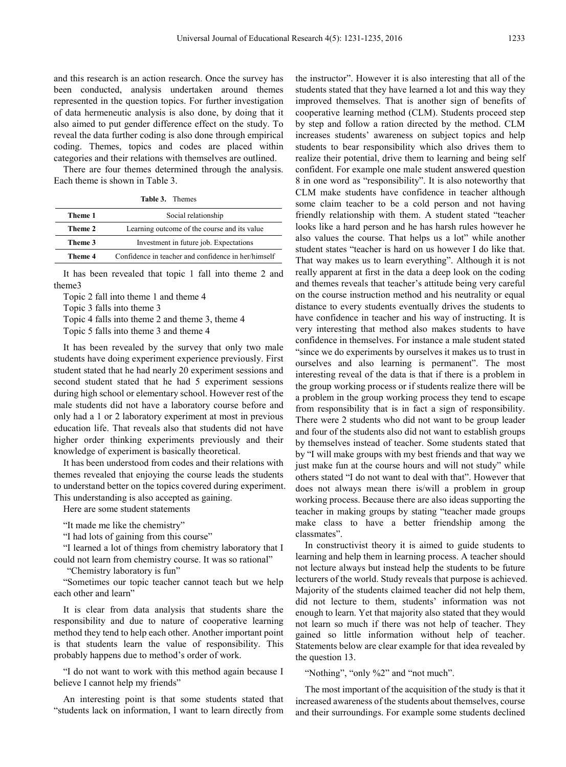and this research is an action research. Once the survey has been conducted, analysis undertaken around themes represented in the question topics. For further investigation of data hermeneutic analysis is also done, by doing that it also aimed to put gender difference effect on the study. To reveal the data further coding is also done through empirical coding. Themes, topics and codes are placed within categories and their relations with themselves are outlined.

There are four themes determined through the analysis. Each theme is shown in Table 3.

**Table 3.** Themes

| | |
|---|---|
| **Theme 1** | Social relationship |
| **Theme 2** | Learning outcome of the course and its value |
| **Theme 3** | Investment in future job. Expectations |
| **Theme 4** | Confidence in teacher and confidence in her/himself |

It has been revealed that topic 1 fall into theme 2 and theme3

Topic 2 fall into theme 1 and theme 4

Topic 3 falls into theme 3

Topic 4 falls into theme 2 and theme 3, theme 4

Topic 5 falls into theme 3 and theme 4

It has been revealed by the survey that only two male students have doing experiment experience previously. First student stated that he had nearly 20 experiment sessions and second student stated that he had 5 experiment sessions during high school or elementary school. However rest of the male students did not have a laboratory course before and only had a 1 or 2 laboratory experiment at most in previous education life. That reveals also that students did not have higher order thinking experiments previously and their knowledge of experiment is basically theoretical.

It has been understood from codes and their relations with themes revealed that enjoying the course leads the students to understand better on the topics covered during experiment. This understanding is also accepted as gaining.

Here are some student statements

"It made me like the chemistry"

"I had lots of gaining from this course"

"I learned a lot of things from chemistry laboratory that I could not learn from chemistry course. It was so rational"

"Chemistry laboratory is fun"

"Sometimes our topic teacher cannot teach but we help each other and learn"

It is clear from data analysis that students share the responsibility and due to nature of cooperative learning method they tend to help each other. Another important point is that students learn the value of responsibility. This probably happens due to method's order of work.

"I do not want to work with this method again because I believe I cannot help my friends"

An interesting point is that some students stated that "students lack on information, I want to learn directly from the instructor". However it is also interesting that all of the students stated that they have learned a lot and this way they improved themselves. That is another sign of benefits of cooperative learning method (CLM). Students proceed step by step and follow a ration directed by the method. CLM increases students' awareness on subject topics and help students to bear responsibility which also drives them to realize their potential, drive them to learning and being self confident. For example one male student answered question 8 in one word as "responsibility". It is also noteworthy that CLM make students have confidence in teacher although some claim teacher to be a cold person and not having friendly relationship with them. A student stated "teacher looks like a hard person and he has harsh rules however he also values the course. That helps us a lot" while another student states "teacher is hard on us however I do like that. That way makes us to learn everything". Although it is not really apparent at first in the data a deep look on the coding and themes reveals that teacher's attitude being very careful on the course instruction method and his neutrality or equal distance to every students eventually drives the students to have confidence in teacher and his way of instructing. It is very interesting that method also makes students to have confidence in themselves. For instance a male student stated "since we do experiments by ourselves it makes us to trust in ourselves and also learning is permanent". The most interesting reveal of the data is that if there is a problem in the group working process or if students realize there will be a problem in the group working process they tend to escape from responsibility that is in fact a sign of responsibility. There were 2 students who did not want to be group leader and four of the students also did not want to establish groups by themselves instead of teacher. Some students stated that by "I will make groups with my best friends and that way we just make fun at the course hours and will not study" while others stated "I do not want to deal with that". However that does not always mean there is/will a problem in group working process. Because there are also ideas supporting the teacher in making groups by stating "teacher made groups make class to have a better friendship among the classmates".

In constructivist theory it is aimed to guide students to learning and help them in learning process. A teacher should not lecture always but instead help the students to be future lecturers of the world. Study reveals that purpose is achieved. Majority of the students claimed teacher did not help them, did not lecture to them, students' information was not enough to learn. Yet that majority also stated that they would not learn so much if there was not help of teacher. They gained so little information without help of teacher. Statements below are clear example for that idea revealed by the question 13.

"Nothing", "only %2" and "not much".

The most important of the acquisition of the study is that it increased awareness of the students about themselves, course and their surroundings. For example some students declined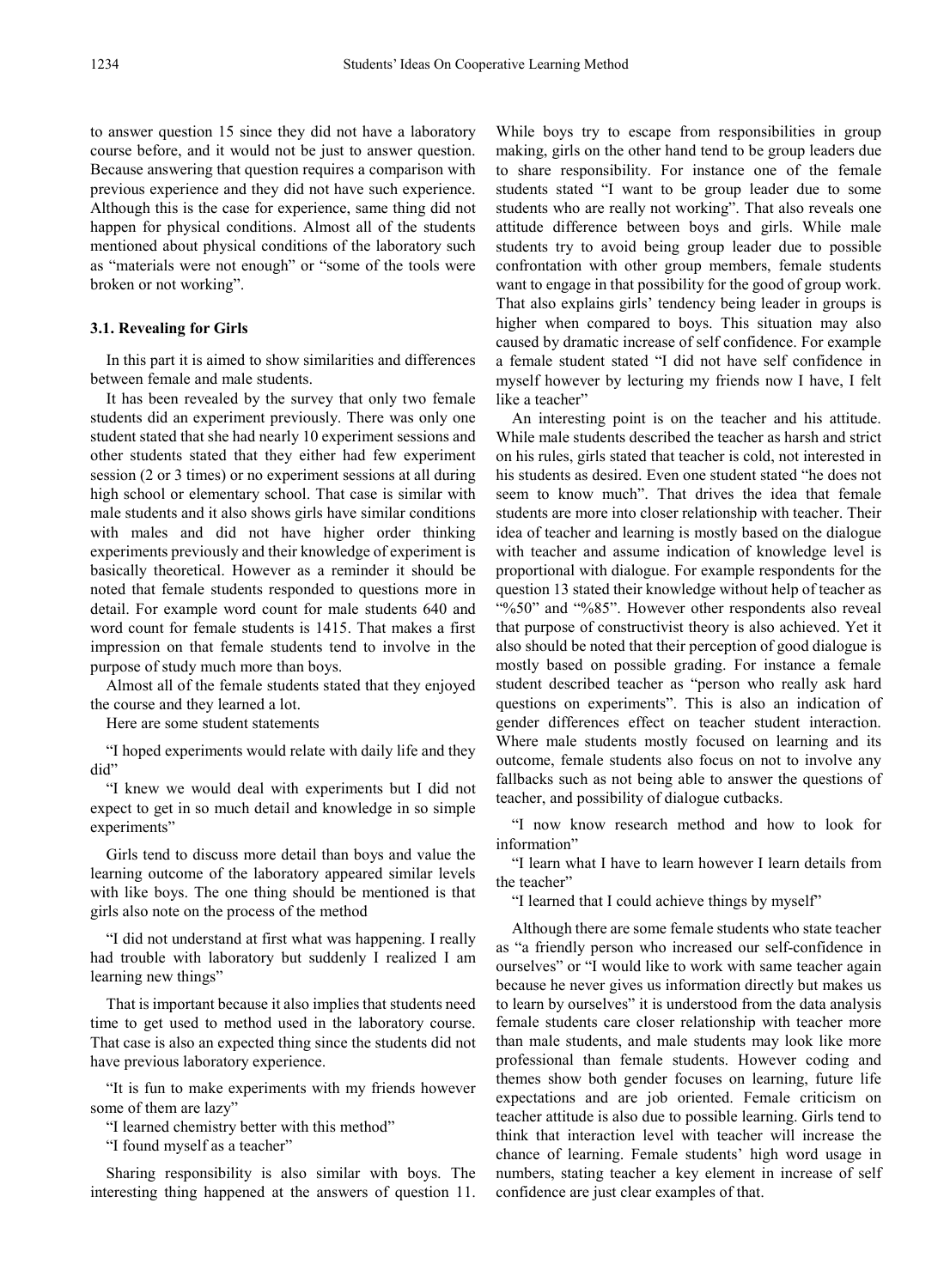to answer question 15 since they did not have a laboratory course before, and it would not be just to answer question. Because answering that question requires a comparison with previous experience and they did not have such experience. Although this is the case for experience, same thing did not happen for physical conditions. Almost all of the students mentioned about physical conditions of the laboratory such as "materials were not enough" or "some of the tools were broken or not working".

### 3.1. Revealing for Girls

In this part it is aimed to show similarities and differences between female and male students.

It has been revealed by the survey that only two female students did an experiment previously. There was only one student stated that she had nearly 10 experiment sessions and other students stated that they either had few experiment session (2 or 3 times) or no experiment sessions at all during high school or elementary school. That case is similar with male students and it also shows girls have similar conditions with males and did not have higher order thinking experiments previously and their knowledge of experiment is basically theoretical. However as a reminder it should be noted that female students responded to questions more in detail. For example word count for male students 640 and word count for female students is 1415. That makes a first impression on that female students tend to involve in the purpose of study much more than boys.

Almost all of the female students stated that they enjoyed the course and they learned a lot.

Here are some student statements

"I hoped experiments would relate with daily life and they did"

"I knew we would deal with experiments but I did not expect to get in so much detail and knowledge in so simple experiments"

Girls tend to discuss more detail than boys and value the learning outcome of the laboratory appeared similar levels with like boys. The one thing should be mentioned is that girls also note on the process of the method

"I did not understand at first what was happening. I really had trouble with laboratory but suddenly I realized I am learning new things"

That is important because it also implies that students need time to get used to method used in the laboratory course. That case is also an expected thing since the students did not have previous laboratory experience.

"It is fun to make experiments with my friends however some of them are lazy"

"I learned chemistry better with this method"

"I found myself as a teacher"

Sharing responsibility is also similar with boys. The interesting thing happened at the answers of question 11. While boys try to escape from responsibilities in group making, girls on the other hand tend to be group leaders due to share responsibility. For instance one of the female students stated "I want to be group leader due to some students who are really not working". That also reveals one attitude difference between boys and girls. While male students try to avoid being group leader due to possible confrontation with other group members, female students want to engage in that possibility for the good of group work. That also explains girls' tendency being leader in groups is higher when compared to boys. This situation may also caused by dramatic increase of self confidence. For example a female student stated "I did not have self confidence in myself however by lecturing my friends now I have, I felt like a teacher"

An interesting point is on the teacher and his attitude. While male students described the teacher as harsh and strict on his rules, girls stated that teacher is cold, not interested in his students as desired. Even one student stated "he does not seem to know much". That drives the idea that female students are more into closer relationship with teacher. Their idea of teacher and learning is mostly based on the dialogue with teacher and assume indication of knowledge level is proportional with dialogue. For example respondents for the question 13 stated their knowledge without help of teacher as "%50" and "%85". However other respondents also reveal that purpose of constructivist theory is also achieved. Yet it also should be noted that their perception of good dialogue is mostly based on possible grading. For instance a female student described teacher as "person who really ask hard questions on experiments". This is also an indication of gender differences effect on teacher student interaction. Where male students mostly focused on learning and its outcome, female students also focus on not to involve any fallbacks such as not being able to answer the questions of teacher, and possibility of dialogue cutbacks.

"I now know research method and how to look for information"

"I learn what I have to learn however I learn details from the teacher"

"I learned that I could achieve things by myself"

Although there are some female students who state teacher as "a friendly person who increased our self-confidence in ourselves" or "I would like to work with same teacher again because he never gives us information directly but makes us to learn by ourselves" it is understood from the data analysis female students care closer relationship with teacher more than male students, and male students may look like more professional than female students. However coding and themes show both gender focuses on learning, future life expectations and are job oriented. Female criticism on teacher attitude is also due to possible learning. Girls tend to think that interaction level with teacher will increase the chance of learning. Female students' high word usage in numbers, stating teacher a key element in increase of self confidence are just clear examples of that.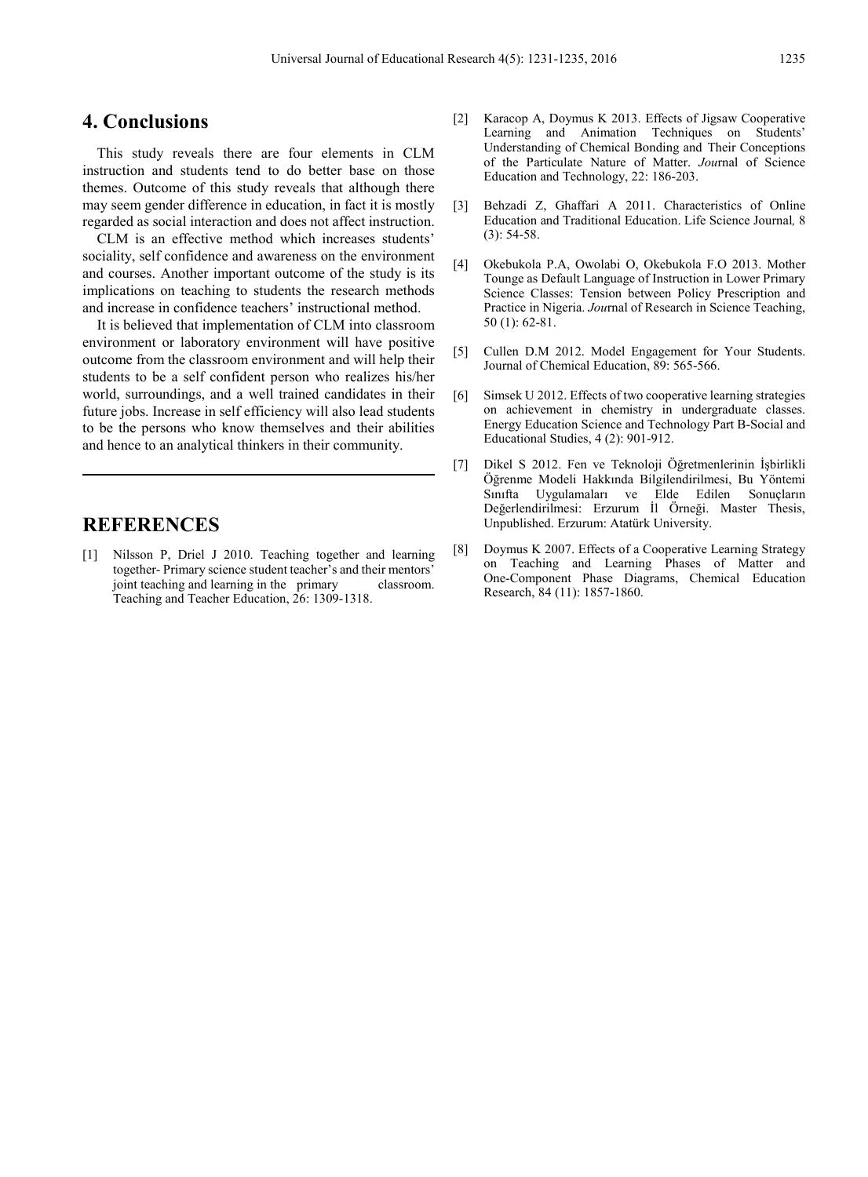## 4. Conclusions

This study reveals there are four elements in CLM instruction and students tend to do better base on those themes. Outcome of this study reveals that although there may seem gender difference in education, in fact it is mostly regarded as social interaction and does not affect instruction.

CLM is an effective method which increases students' sociality, self confidence and awareness on the environment and courses. Another important outcome of the study is its implications on teaching to students the research methods and increase in confidence teachers' instructional method.

It is believed that implementation of CLM into classroom environment or laboratory environment will have positive outcome from the classroom environment and will help their students to be a self confident person who realizes his/her world, surroundings, and a well trained candidates in their future jobs. Increase in self efficiency will also lead students to be the persons who know themselves and their abilities and hence to an analytical thinkers in their community.

## REFERENCES

[1] Nilsson P, Driel J 2010. Teaching together and learning together- Primary science student teacher's and their mentors' joint teaching and learning in the primary classroom. Teaching and Teacher Education, 26: 1309-1318.

[2] Karacop A, Doymus K 2013. Effects of Jigsaw Cooperative Learning and Animation Techniques on Students' Understanding of Chemical Bonding and Their Conceptions of the Particulate Nature of Matter. *Jou*rnal of Science Education and Technology, 22: 186-203.

[3] Behzadi Z, Ghaffari A 2011. Characteristics of Online Education and Traditional Education. Life Science Journal*,* 8 (3): 54-58.

[4] Okebukola P.A, Owolabi O, Okebukola F.O 2013. Mother Tounge as Default Language of Instruction in Lower Primary Science Classes: Tension between Policy Prescription and Practice in Nigeria. *Jou*rnal of Research in Science Teaching, 50 (1): 62-81.

[5] Cullen D.M 2012. Model Engagement for Your Students. Journal of Chemical Education, 89: 565-566.

[6] Simsek U 2012. Effects of two cooperative learning strategies on achievement in chemistry in undergraduate classes. Energy Education Science and Technology Part B-Social and Educational Studies, 4 (2): 901-912.

[7] Dikel S 2012. Fen ve Teknoloji Öğretmenlerinin İşbirlikli Öğrenme Modeli Hakkında Bilgilendirilmesi, Bu Yöntemi Sınıfta Uygulamaları ve Elde Edilen Sonuçların Değerlendirilmesi: Erzurum İl Örneği. Master Thesis, Unpublished. Erzurum: Atatürk University.

[8] Doymus K 2007. Effects of a Cooperative Learning Strategy on Teaching and Learning Phases of Matter and One-Component Phase Diagrams, Chemical Education Research, 84 (11): 1857-1860.